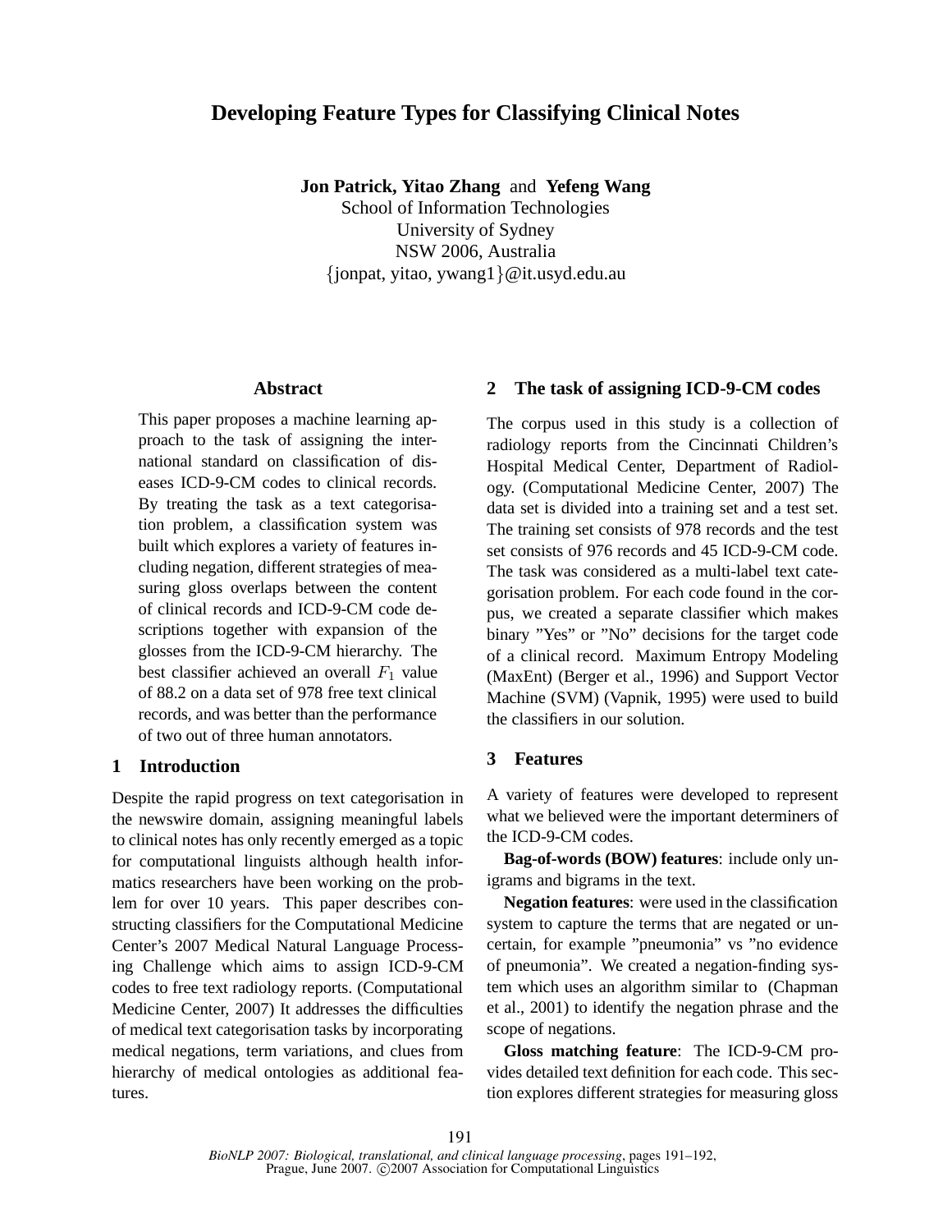# Developing Feature Types for Classifying Clinical Notes

**Jon Patrick, Yitao Zhang** and **Yefeng Wang**
School of Information Technologies
University of Sydney
NSW 2006, Australia
{jonpat, yitao, ywang1}@it.usyd.edu.au

## Abstract

This paper proposes a machine learning approach to the task of assigning the international standard on classification of diseases ICD-9-CM codes to clinical records. By treating the task as a text categorisation problem, a classification system was built which explores a variety of features including negation, different strategies of measuring gloss overlaps between the content of clinical records and ICD-9-CM code descriptions together with expansion of the glosses from the ICD-9-CM hierarchy. The best classifier achieved an overall $F_1$ value of 88.2 on a data set of 978 free text clinical records, and was better than the performance of two out of three human annotators.

## 1 Introduction

Despite the rapid progress on text categorisation in the newswire domain, assigning meaningful labels to clinical notes has only recently emerged as a topic for computational linguists although health informatics researchers have been working on the problem for over 10 years. This paper describes constructing classifiers for the Computational Medicine Center's 2007 Medical Natural Language Processing Challenge which aims to assign ICD-9-CM codes to free text radiology reports. (Computational Medicine Center, 2007) It addresses the difficulties of medical text categorisation tasks by incorporating medical negations, term variations, and clues from hierarchy of medical ontologies as additional features.

## 2 The task of assigning ICD-9-CM codes

The corpus used in this study is a collection of radiology reports from the Cincinnati Children's Hospital Medical Center, Department of Radiology. (Computational Medicine Center, 2007) The data set is divided into a training set and a test set. The training set consists of 978 records and the test set consists of 976 records and 45 ICD-9-CM code. The task was considered as a multi-label text categorisation problem. For each code found in the corpus, we created a separate classifier which makes binary "Yes" or "No" decisions for the target code of a clinical record. Maximum Entropy Modeling (MaxEnt) (Berger et al., 1996) and Support Vector Machine (SVM) (Vapnik, 1995) were used to build the classifiers in our solution.

## 3 Features

A variety of features were developed to represent what we believed were the important determiners of the ICD-9-CM codes.

**Bag-of-words (BOW) features**: include only unigrams and bigrams in the text.

**Negation features**: were used in the classification system to capture the terms that are negated or uncertain, for example "pneumonia" vs "no evidence of pneumonia". We created a negation-finding system which uses an algorithm similar to (Chapman et al., 2001) to identify the negation phrase and the scope of negations.

**Gloss matching feature**: The ICD-9-CM provides detailed text definition for each code. This section explores different strategies for measuring gloss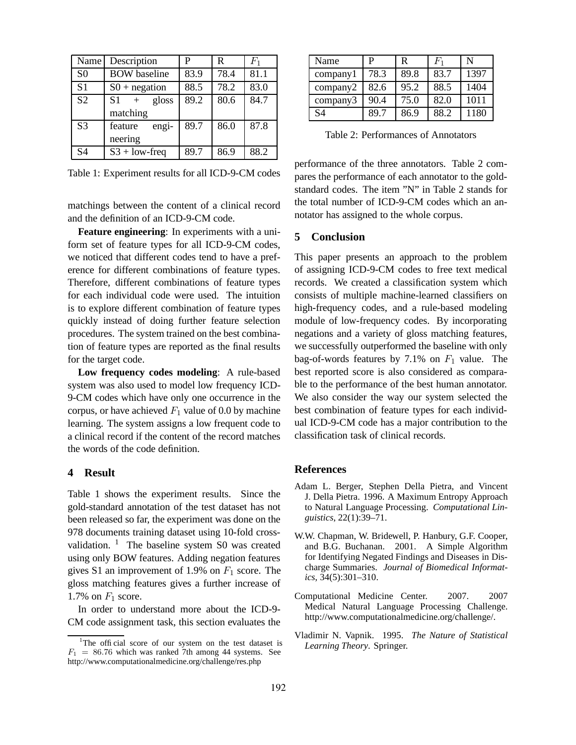| Name | Description | P | R | $F_1$ |
|---|---|---|---|---|
| S0 | BOW baseline | 83.9 | 78.4 | 81.1 |
| S1 | S0 + negation | 88.5 | 78.2 | 83.0 |
| S2 | S1 + gloss matching | 89.2 | 80.6 | 84.7 |
| S3 | feature engineering | 89.7 | 86.0 | 87.8 |
| S4 | S3 + low-freq | 89.7 | 86.9 | 88.2 |

Table 1: Experiment results for all ICD-9-CM codes

matchings between the content of a clinical record and the definition of an ICD-9-CM code.

**Feature engineering**: In experiments with a uniform set of feature types for all ICD-9-CM codes, we noticed that different codes tend to have a preference for different combinations of feature types. Therefore, different combinations of feature types for each individual code were used. The intuition is to explore different combination of feature types quickly instead of doing further feature selection procedures. The system trained on the best combination of feature types are reported as the final results for the target code.

**Low frequency codes modeling**: A rule-based system was also used to model low frequency ICD-9-CM codes which have only one occurrence in the corpus, or have achieved $F_1$ value of 0.0 by machine learning. The system assigns a low frequent code to a clinical record if the content of the record matches the words of the code definition.

## 4 Result

Table 1 shows the experiment results. Since the gold-standard annotation of the test dataset has not been released so far, the experiment was done on the 978 documents training dataset using 10-fold cross-validation. [1] The baseline system S0 was created using only BOW features. Adding negation features gives S1 an improvement of 1.9% on $F_1$ score. The gloss matching features gives a further increase of 1.7% on $F_1$ score.

In order to understand more about the ICD-9-CM code assignment task, this section evaluates the performance of the three annotators. Table 2 compares the performance of each annotator to the gold-standard codes. The item "N" in Table 2 stands for the total number of ICD-9-CM codes which an annotator has assigned to the whole corpus.

| Name | P | R | $F_1$ | N |
|---|---|---|---|---|
| company1 | 78.3 | 89.8 | 83.7 | 1397 |
| company2 | 82.6 | 95.2 | 88.5 | 1404 |
| company3 | 90.4 | 75.0 | 82.0 | 1011 |
| S4 | 89.7 | 86.9 | 88.2 | 1180 |

Table 2: Performances of Annotators

## 5 Conclusion

This paper presents an approach to the problem of assigning ICD-9-CM codes to free text medical records. We created a classification system which consists of multiple machine-learned classifiers on high-frequency codes, and a rule-based modeling module of low-frequency codes. By incorporating negations and a variety of gloss matching features, we successfully outperformed the baseline with only bag-of-words features by 7.1% on $F_1$ value. The best reported score is also considered as comparable to the performance of the best human annotator. We also consider the way our system selected the best combination of feature types for each individual ICD-9-CM code has a major contribution to the classification task of clinical records.

## References

Adam L. Berger, Stephen Della Pietra, and Vincent J. Della Pietra. 1996. A Maximum Entropy Approach to Natural Language Processing. *Computational Linguistics*, 22(1):39–71.

W.W. Chapman, W. Bridewell, P. Hanbury, G.F. Cooper, and B.G. Buchanan. 2001. A Simple Algorithm for Identifying Negated Findings and Diseases in Discharge Summaries. *Journal of Biomedical Informatics*, 34(5):301–310.

Computational Medicine Center. 2007. 2007 Medical Natural Language Processing Challenge. http://www.computationalmedicine.org/challenge/.

Vladimir N. Vapnik. 1995. *The Nature of Statistical Learning Theory*. Springer.

[1] The official score of our system on the test dataset is $F_1 = 86.76$ which was ranked 7th among 44 systems. See http://www.computationalmedicine.org/challenge/res.php